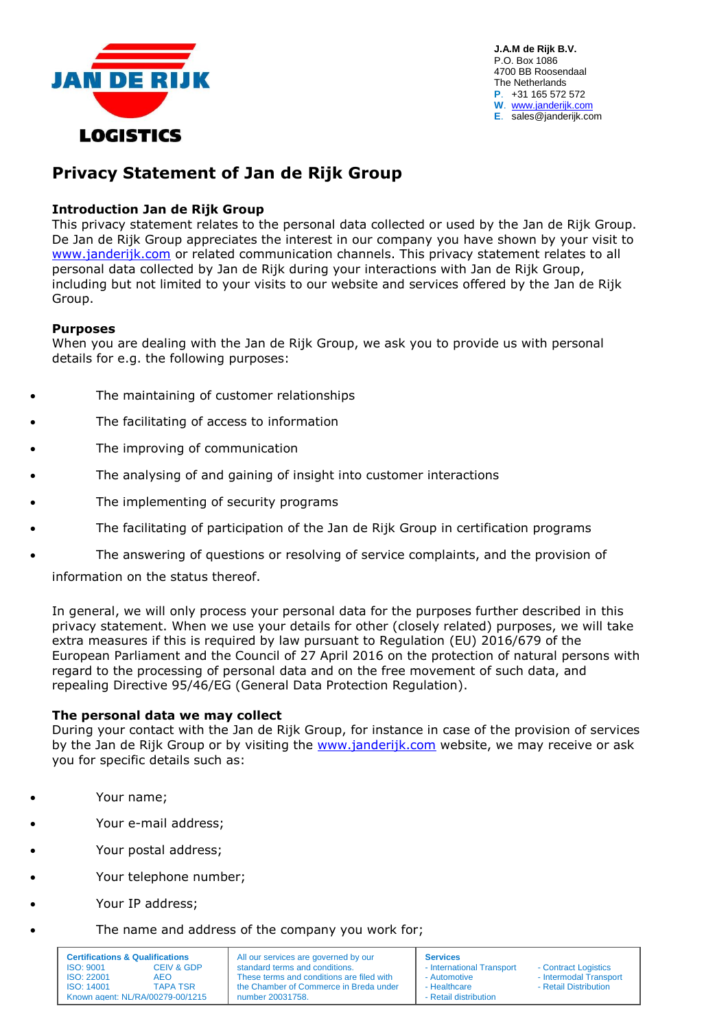J.A.M de Rijk B.V.
P.O. Box 1086
4700 BB Roosendaal
The Netherlands
P. +31 165 572 572
W. www.janderijk.com
E. sales@janderijk.com

# Privacy Statement of Jan de Rijk Group

**Introduction Jan de Rijk Group**

This privacy statement relates to the personal data collected or used by the Jan de Rijk Group. De Jan de Rijk Group appreciates the interest in our company you have shown by your visit to www.janderijk.com or related communication channels. This privacy statement relates to all personal data collected by Jan de Rijk during your interactions with Jan de Rijk Group, including but not limited to your visits to our website and services offered by the Jan de Rijk Group.

**Purposes**

When you are dealing with the Jan de Rijk Group, we ask you to provide us with personal details for e.g. the following purposes:

- The maintaining of customer relationships
- The facilitating of access to information
- The improving of communication
- The analysing of and gaining of insight into customer interactions
- The implementing of security programs
- The facilitating of participation of the Jan de Rijk Group in certification programs
- The answering of questions or resolving of service complaints, and the provision of information on the status thereof.

In general, we will only process your personal data for the purposes further described in this privacy statement. When we use your details for other (closely related) purposes, we will take extra measures if this is required by law pursuant to Regulation (EU) 2016/679 of the European Parliament and the Council of 27 April 2016 on the protection of natural persons with regard to the processing of personal data and on the free movement of such data, and repealing Directive 95/46/EG (General Data Protection Regulation).

**The personal data we may collect**

During your contact with the Jan de Rijk Group, for instance in case of the provision of services by the Jan de Rijk Group or by visiting the www.janderijk.com website, we may receive or ask you for specific details such as:

- Your name;
- Your e-mail address;
- Your postal address;
- Your telephone number;
- Your IP address;
- The name and address of the company you work for;

| Certifications & Qualifications | | All our services are governed by our standard terms and conditions. These terms and conditions are filed with the Chamber of Commerce in Breda under number 20031758. | Services | |
|---|---|---|---|---|
| ISO: 9001 | CEIV & GDP | | - International Transport | - Contract Logistics |
| ISO: 22001 | AEO | | - Automotive | - Intermodal Transport |
| ISO: 14001 | TAPA TSR | | - Healthcare | - Retail Distribution |
| Known agent: NL/RA/00279-00/1215 | | | - Retail distribution | |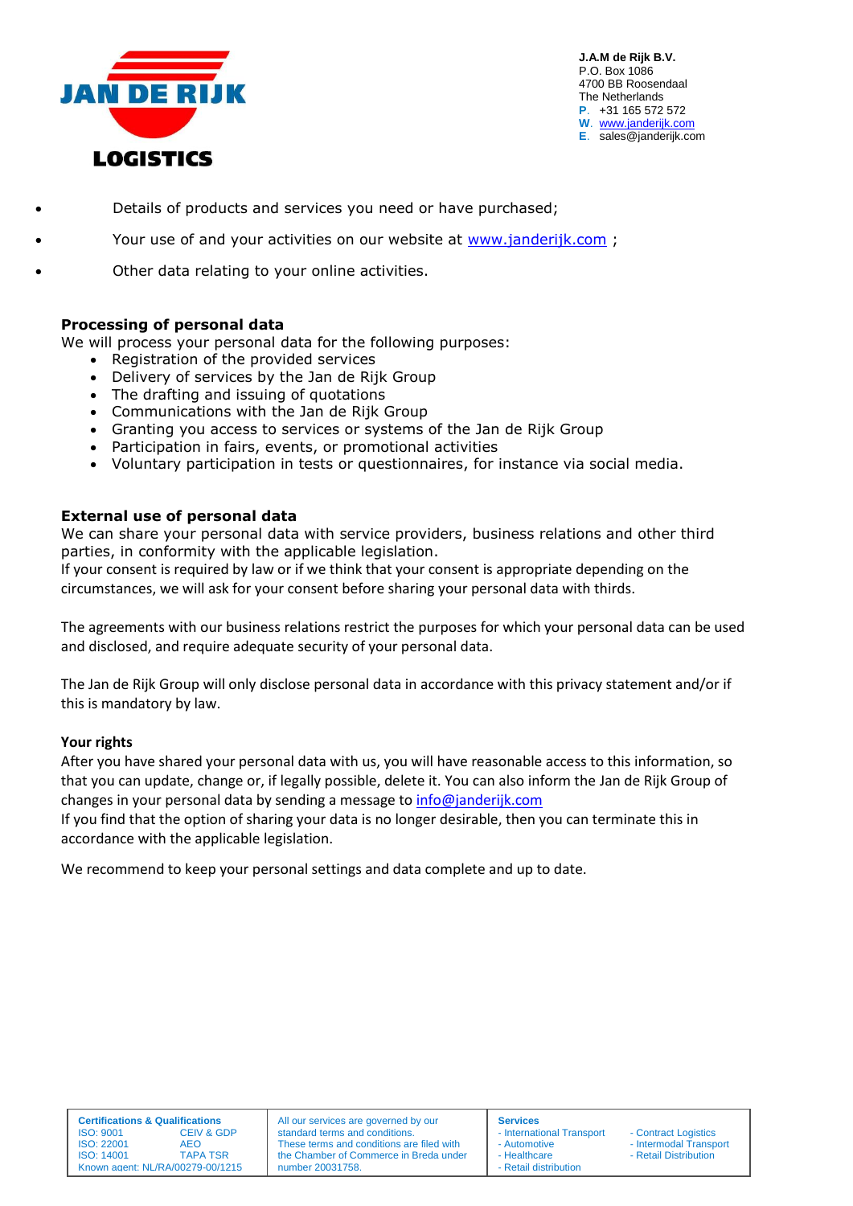- Details of products and services you need or have purchased;
- Your use of and your activities on our website at www.janderijk.com ;
- Other data relating to your online activities.

**Processing of personal data**
We will process your personal data for the following purposes:

- Registration of the provided services
- Delivery of services by the Jan de Rijk Group
- The drafting and issuing of quotations
- Communications with the Jan de Rijk Group
- Granting you access to services or systems of the Jan de Rijk Group
- Participation in fairs, events, or promotional activities
- Voluntary participation in tests or questionnaires, for instance via social media.

**External use of personal data**
We can share your personal data with service providers, business relations and other third parties, in conformity with the applicable legislation.
If your consent is required by law or if we think that your consent is appropriate depending on the circumstances, we will ask for your consent before sharing your personal data with thirds.

The agreements with our business relations restrict the purposes for which your personal data can be used and disclosed, and require adequate security of your personal data.

The Jan de Rijk Group will only disclose personal data in accordance with this privacy statement and/or if this is mandatory by law.

**Your rights**
After you have shared your personal data with us, you will have reasonable access to this information, so that you can update, change or, if legally possible, delete it. You can also inform the Jan de Rijk Group of changes in your personal data by sending a message to info@janderijk.com
If you find that the option of sharing your data is no longer desirable, then you can terminate this in accordance with the applicable legislation.

We recommend to keep your personal settings and data complete and up to date.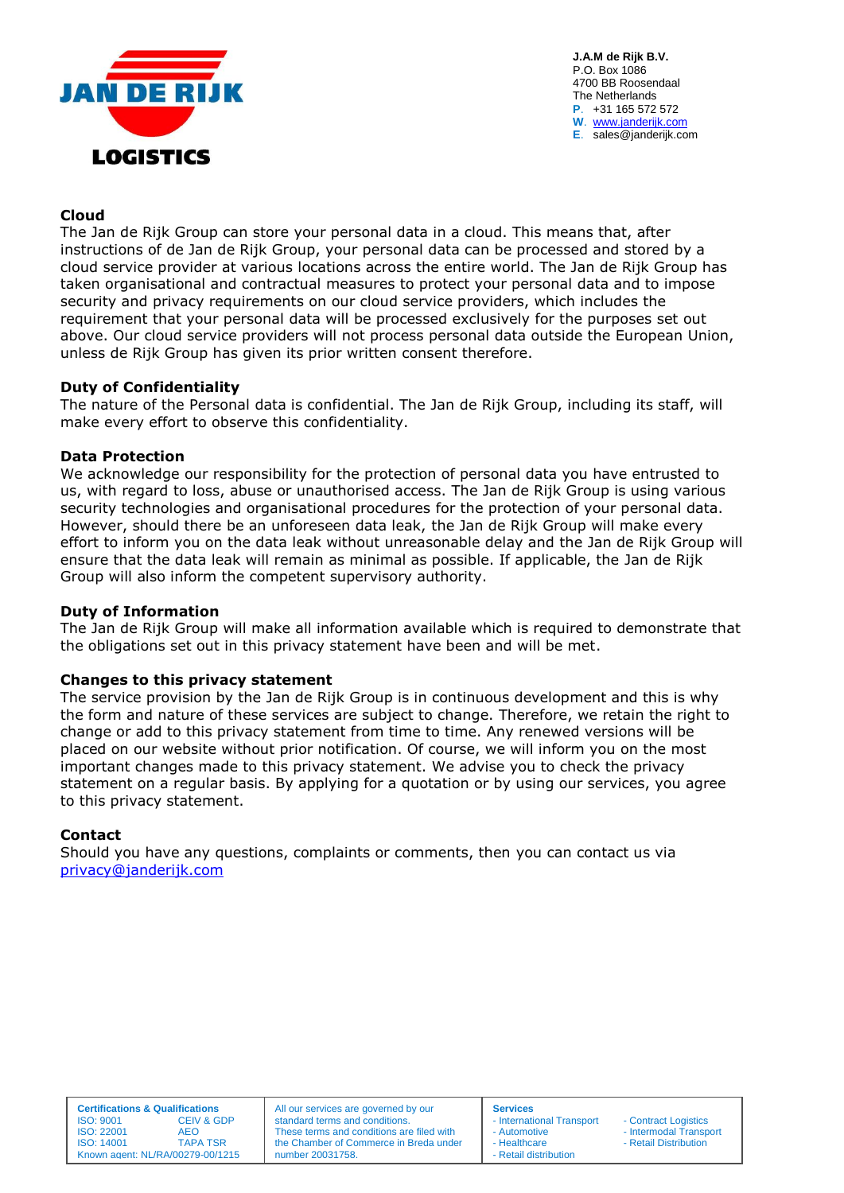## Cloud

The Jan de Rijk Group can store your personal data in a cloud. This means that, after instructions of de Jan de Rijk Group, your personal data can be processed and stored by a cloud service provider at various locations across the entire world. The Jan de Rijk Group has taken organisational and contractual measures to protect your personal data and to impose security and privacy requirements on our cloud service providers, which includes the requirement that your personal data will be processed exclusively for the purposes set out above. Our cloud service providers will not process personal data outside the European Union, unless de Rijk Group has given its prior written consent therefore.

## Duty of Confidentiality

The nature of the Personal data is confidential. The Jan de Rijk Group, including its staff, will make every effort to observe this confidentiality.

## Data Protection

We acknowledge our responsibility for the protection of personal data you have entrusted to us, with regard to loss, abuse or unauthorised access. The Jan de Rijk Group is using various security technologies and organisational procedures for the protection of your personal data. However, should there be an unforeseen data leak, the Jan de Rijk Group will make every effort to inform you on the data leak without unreasonable delay and the Jan de Rijk Group will ensure that the data leak will remain as minimal as possible. If applicable, the Jan de Rijk Group will also inform the competent supervisory authority.

## Duty of Information

The Jan de Rijk Group will make all information available which is required to demonstrate that the obligations set out in this privacy statement have been and will be met.

## Changes to this privacy statement

The service provision by the Jan de Rijk Group is in continuous development and this is why the form and nature of these services are subject to change. Therefore, we retain the right to change or add to this privacy statement from time to time. Any renewed versions will be placed on our website without prior notification. Of course, we will inform you on the most important changes made to this privacy statement. We advise you to check the privacy statement on a regular basis. By applying for a quotation or by using our services, you agree to this privacy statement.

## Contact

Should you have any questions, complaints or comments, then you can contact us via privacy@janderijk.com